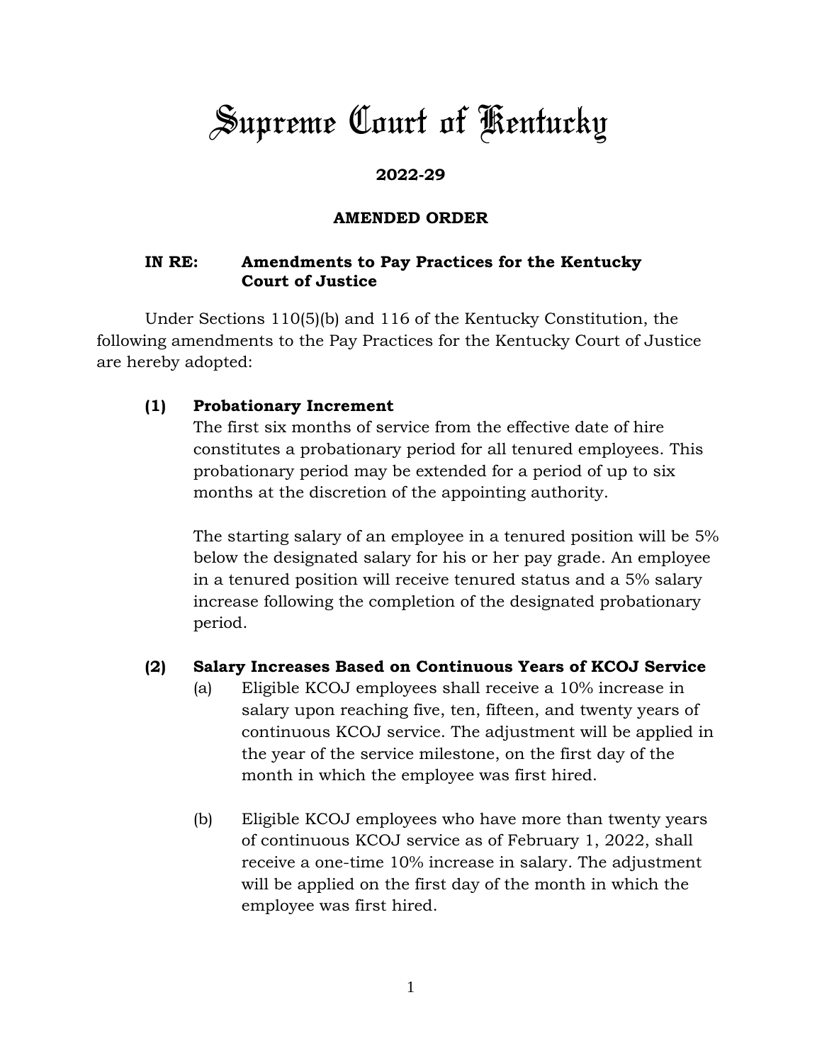# Supreme Court of Kentucky

**2022-29**

**AMENDED ORDER**

**IN RE: Amendments to Pay Practices for the Kentucky Court of Justice**

Under Sections 110(5)(b) and 116 of the Kentucky Constitution, the following amendments to the Pay Practices for the Kentucky Court of Justice are hereby adopted:

**(1) Probationary Increment**

The first six months of service from the effective date of hire constitutes a probationary period for all tenured employees. This probationary period may be extended for a period of up to six months at the discretion of the appointing authority.

The starting salary of an employee in a tenured position will be 5% below the designated salary for his or her pay grade. An employee in a tenured position will receive tenured status and a 5% salary increase following the completion of the designated probationary period.

**(2) Salary Increases Based on Continuous Years of KCOJ Service**

(a) Eligible KCOJ employees shall receive a 10% increase in salary upon reaching five, ten, fifteen, and twenty years of continuous KCOJ service. The adjustment will be applied in the year of the service milestone, on the first day of the month in which the employee was first hired.

(b) Eligible KCOJ employees who have more than twenty years of continuous KCOJ service as of February 1, 2022, shall receive a one-time 10% increase in salary. The adjustment will be applied on the first day of the month in which the employee was first hired.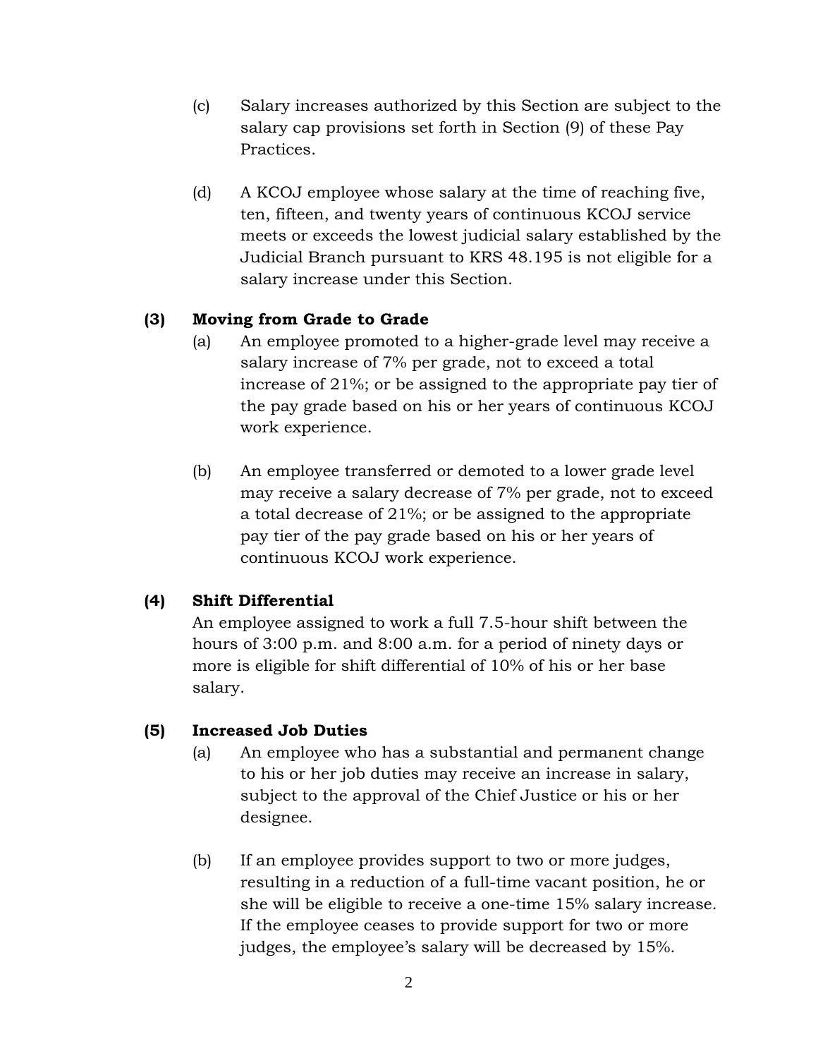(c) Salary increases authorized by this Section are subject to the salary cap provisions set forth in Section (9) of these Pay Practices.

(d) A KCOJ employee whose salary at the time of reaching five, ten, fifteen, and twenty years of continuous KCOJ service meets or exceeds the lowest judicial salary established by the Judicial Branch pursuant to KRS 48.195 is not eligible for a salary increase under this Section.

## (3) Moving from Grade to Grade

(a) An employee promoted to a higher-grade level may receive a salary increase of 7% per grade, not to exceed a total increase of 21%; or be assigned to the appropriate pay tier of the pay grade based on his or her years of continuous KCOJ work experience.

(b) An employee transferred or demoted to a lower grade level may receive a salary decrease of 7% per grade, not to exceed a total decrease of 21%; or be assigned to the appropriate pay tier of the pay grade based on his or her years of continuous KCOJ work experience.

## (4) Shift Differential

An employee assigned to work a full 7.5-hour shift between the hours of 3:00 p.m. and 8:00 a.m. for a period of ninety days or more is eligible for shift differential of 10% of his or her base salary.

## (5) Increased Job Duties

(a) An employee who has a substantial and permanent change to his or her job duties may receive an increase in salary, subject to the approval of the Chief Justice or his or her designee.

(b) If an employee provides support to two or more judges, resulting in a reduction of a full-time vacant position, he or she will be eligible to receive a one-time 15% salary increase. If the employee ceases to provide support for two or more judges, the employee's salary will be decreased by 15%.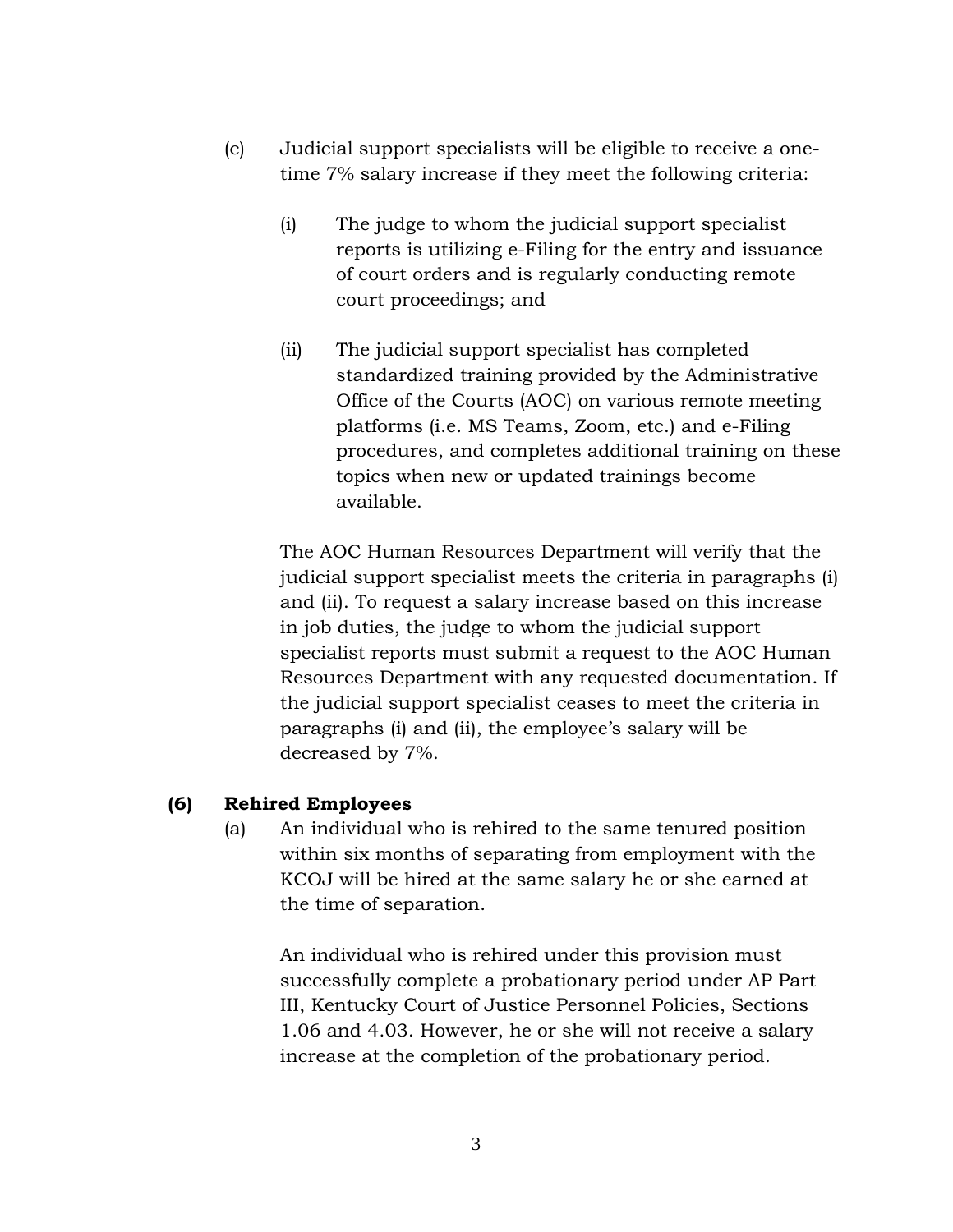(c) Judicial support specialists will be eligible to receive a one-time 7% salary increase if they meet the following criteria:

(i) The judge to whom the judicial support specialist reports is utilizing e-Filing for the entry and issuance of court orders and is regularly conducting remote court proceedings; and

(ii) The judicial support specialist has completed standardized training provided by the Administrative Office of the Courts (AOC) on various remote meeting platforms (i.e. MS Teams, Zoom, etc.) and e-Filing procedures, and completes additional training on these topics when new or updated trainings become available.

The AOC Human Resources Department will verify that the judicial support specialist meets the criteria in paragraphs (i) and (ii). To request a salary increase based on this increase in job duties, the judge to whom the judicial support specialist reports must submit a request to the AOC Human Resources Department with any requested documentation. If the judicial support specialist ceases to meet the criteria in paragraphs (i) and (ii), the employee's salary will be decreased by 7%.

**(6) Rehired Employees**

(a) An individual who is rehired to the same tenured position within six months of separating from employment with the KCOJ will be hired at the same salary he or she earned at the time of separation.

An individual who is rehired under this provision must successfully complete a probationary period under AP Part III, Kentucky Court of Justice Personnel Policies, Sections 1.06 and 4.03. However, he or she will not receive a salary increase at the completion of the probationary period.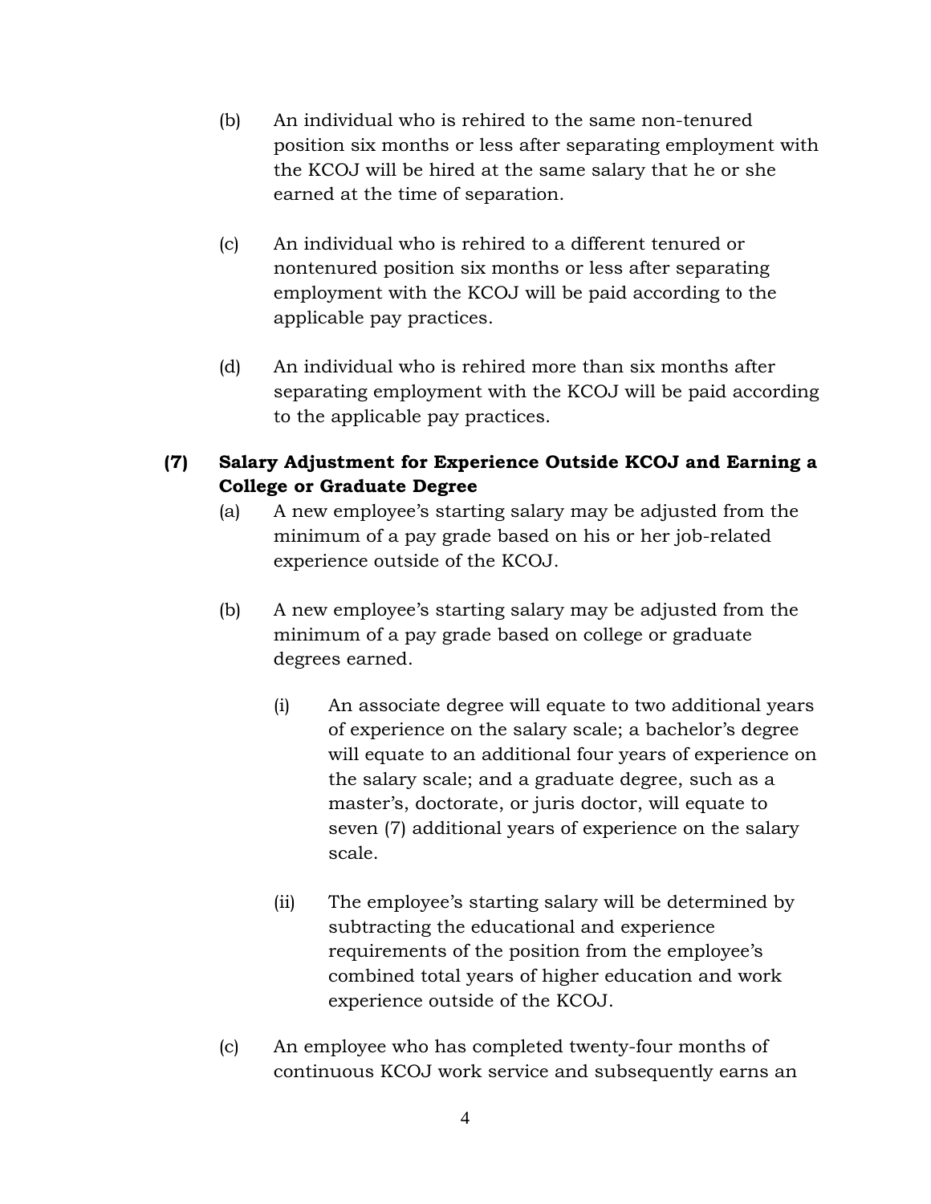(b) An individual who is rehired to the same non-tenured position six months or less after separating employment with the KCOJ will be hired at the same salary that he or she earned at the time of separation.

(c) An individual who is rehired to a different tenured or nontenured position six months or less after separating employment with the KCOJ will be paid according to the applicable pay practices.

(d) An individual who is rehired more than six months after separating employment with the KCOJ will be paid according to the applicable pay practices.

**(7) Salary Adjustment for Experience Outside KCOJ and Earning a College or Graduate Degree**

(a) A new employee's starting salary may be adjusted from the minimum of a pay grade based on his or her job-related experience outside of the KCOJ.

(b) A new employee's starting salary may be adjusted from the minimum of a pay grade based on college or graduate degrees earned.

(i) An associate degree will equate to two additional years of experience on the salary scale; a bachelor's degree will equate to an additional four years of experience on the salary scale; and a graduate degree, such as a master's, doctorate, or juris doctor, will equate to seven (7) additional years of experience on the salary scale.

(ii) The employee's starting salary will be determined by subtracting the educational and experience requirements of the position from the employee's combined total years of higher education and work experience outside of the KCOJ.

(c) An employee who has completed twenty-four months of continuous KCOJ work service and subsequently earns an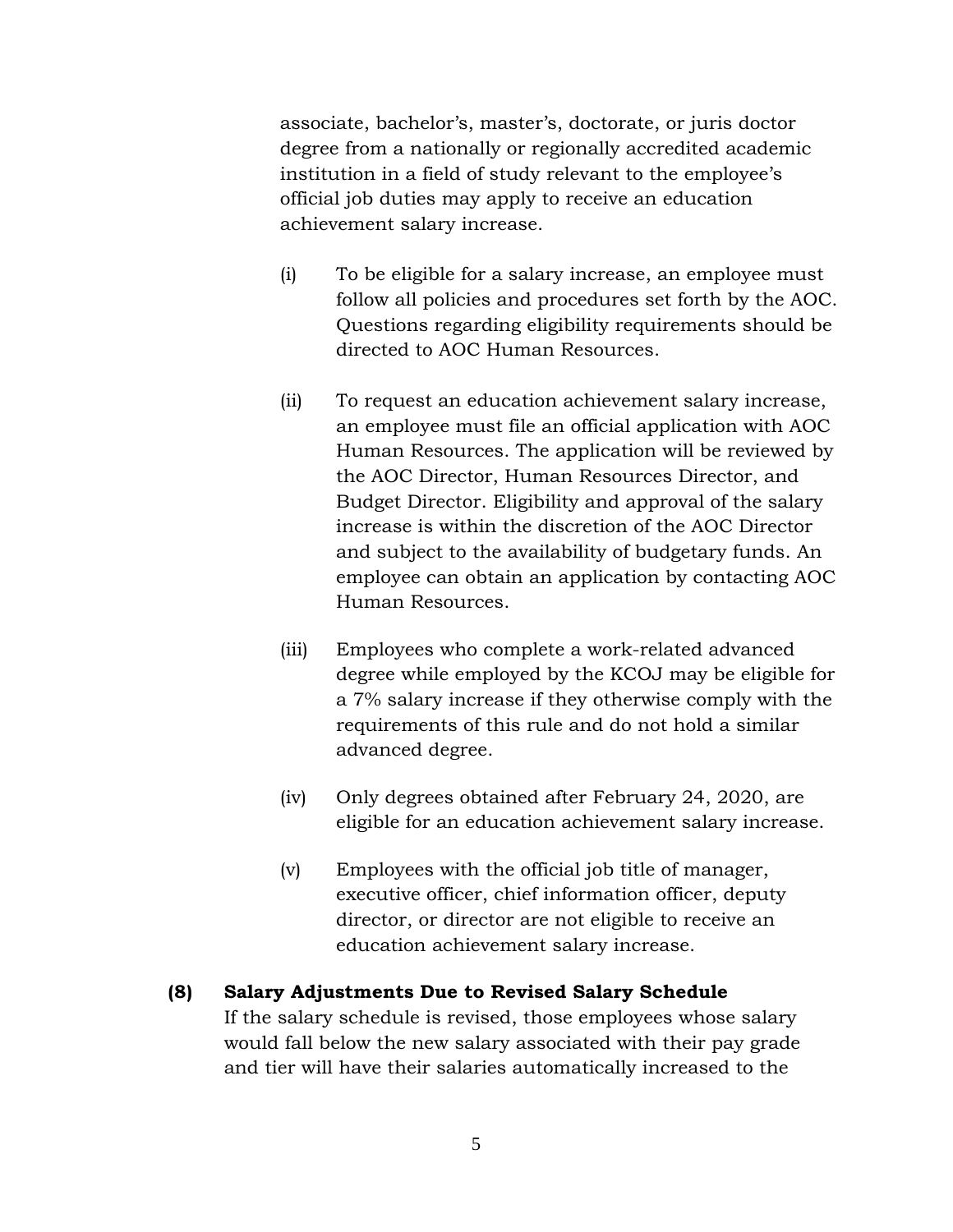associate, bachelor's, master's, doctorate, or juris doctor degree from a nationally or regionally accredited academic institution in a field of study relevant to the employee's official job duties may apply to receive an education achievement salary increase.

(i) To be eligible for a salary increase, an employee must follow all policies and procedures set forth by the AOC. Questions regarding eligibility requirements should be directed to AOC Human Resources.

(ii) To request an education achievement salary increase, an employee must file an official application with AOC Human Resources. The application will be reviewed by the AOC Director, Human Resources Director, and Budget Director. Eligibility and approval of the salary increase is within the discretion of the AOC Director and subject to the availability of budgetary funds. An employee can obtain an application by contacting AOC Human Resources.

(iii) Employees who complete a work-related advanced degree while employed by the KCOJ may be eligible for a 7% salary increase if they otherwise comply with the requirements of this rule and do not hold a similar advanced degree.

(iv) Only degrees obtained after February 24, 2020, are eligible for an education achievement salary increase.

(v) Employees with the official job title of manager, executive officer, chief information officer, deputy director, or director are not eligible to receive an education achievement salary increase.

**(8) Salary Adjustments Due to Revised Salary Schedule**

If the salary schedule is revised, those employees whose salary would fall below the new salary associated with their pay grade and tier will have their salaries automatically increased to the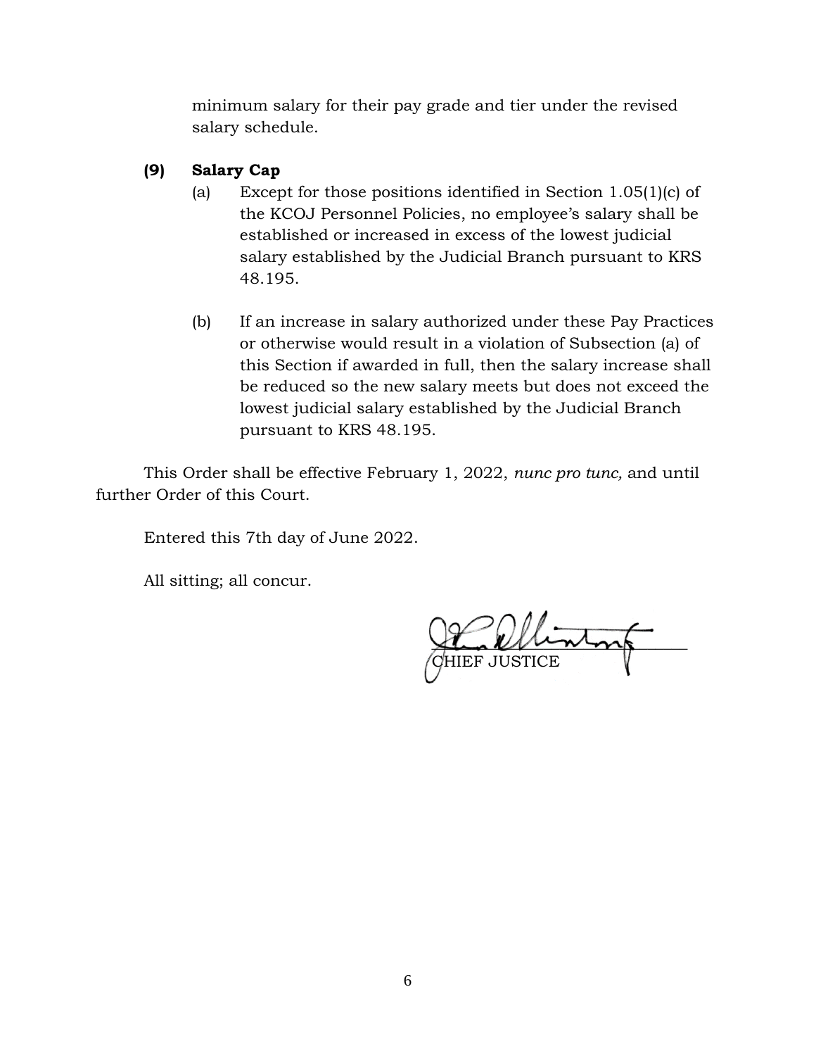minimum salary for their pay grade and tier under the revised salary schedule.

**(9) Salary Cap**

(a) Except for those positions identified in Section 1.05(1)(c) of the KCOJ Personnel Policies, no employee's salary shall be established or increased in excess of the lowest judicial salary established by the Judicial Branch pursuant to KRS 48.195.

(b) If an increase in salary authorized under these Pay Practices or otherwise would result in a violation of Subsection (a) of this Section if awarded in full, then the salary increase shall be reduced so the new salary meets but does not exceed the lowest judicial salary established by the Judicial Branch pursuant to KRS 48.195.

This Order shall be effective February 1, 2022, *nunc pro tunc,* and until further Order of this Court.

Entered this 7th day of June 2022.

All sitting; all concur.

CHIEF JUSTICE